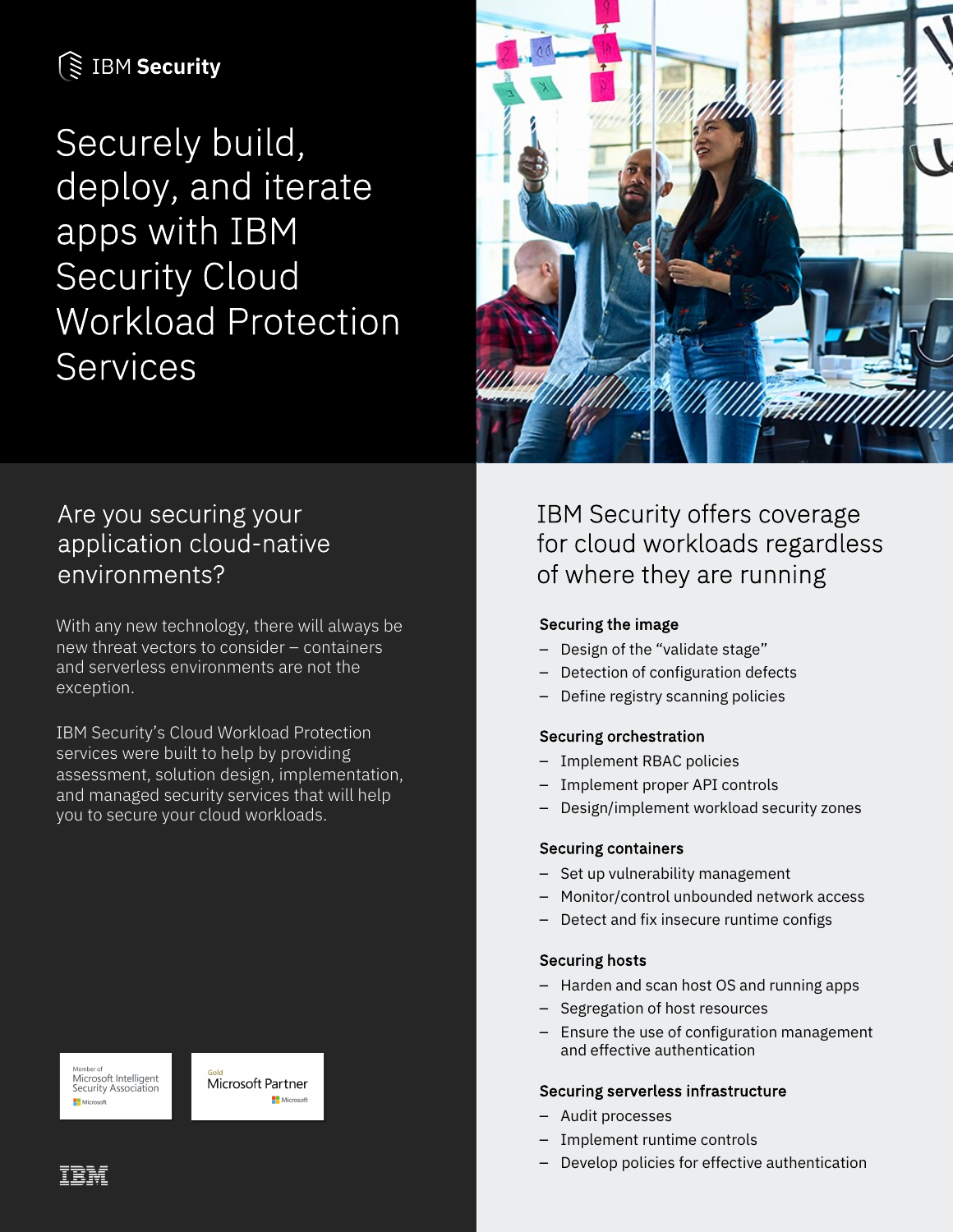IBM Security

# Securely build, deploy, and iterate apps with IBM Security Cloud Workload Protection Services

## Are you securing your application cloud-native environments?

With any new technology, there will always be new threat vectors to consider – containers and serverless environments are not the exception.

IBM Security's Cloud Workload Protection services were built to help by providing assessment, solution design, implementation, and managed security services that will help you to secure your cloud workloads.

Member of Microsoft Intelligent Security Association

Gold Microsoft Partner

## IBM Security offers coverage for cloud workloads regardless of where they are running

**Securing the image**

- Design of the "validate stage"
- Detection of configuration defects
- Define registry scanning policies

**Securing orchestration**

- Implement RBAC policies
- Implement proper API controls
- Design/implement workload security zones

**Securing containers**

- Set up vulnerability management
- Monitor/control unbounded network access
- Detect and fix insecure runtime configs

**Securing hosts**

- Harden and scan host OS and running apps
- Segregation of host resources
- Ensure the use of configuration management and effective authentication

**Securing serverless infrastructure**

- Audit processes
- Implement runtime controls
- Develop policies for effective authentication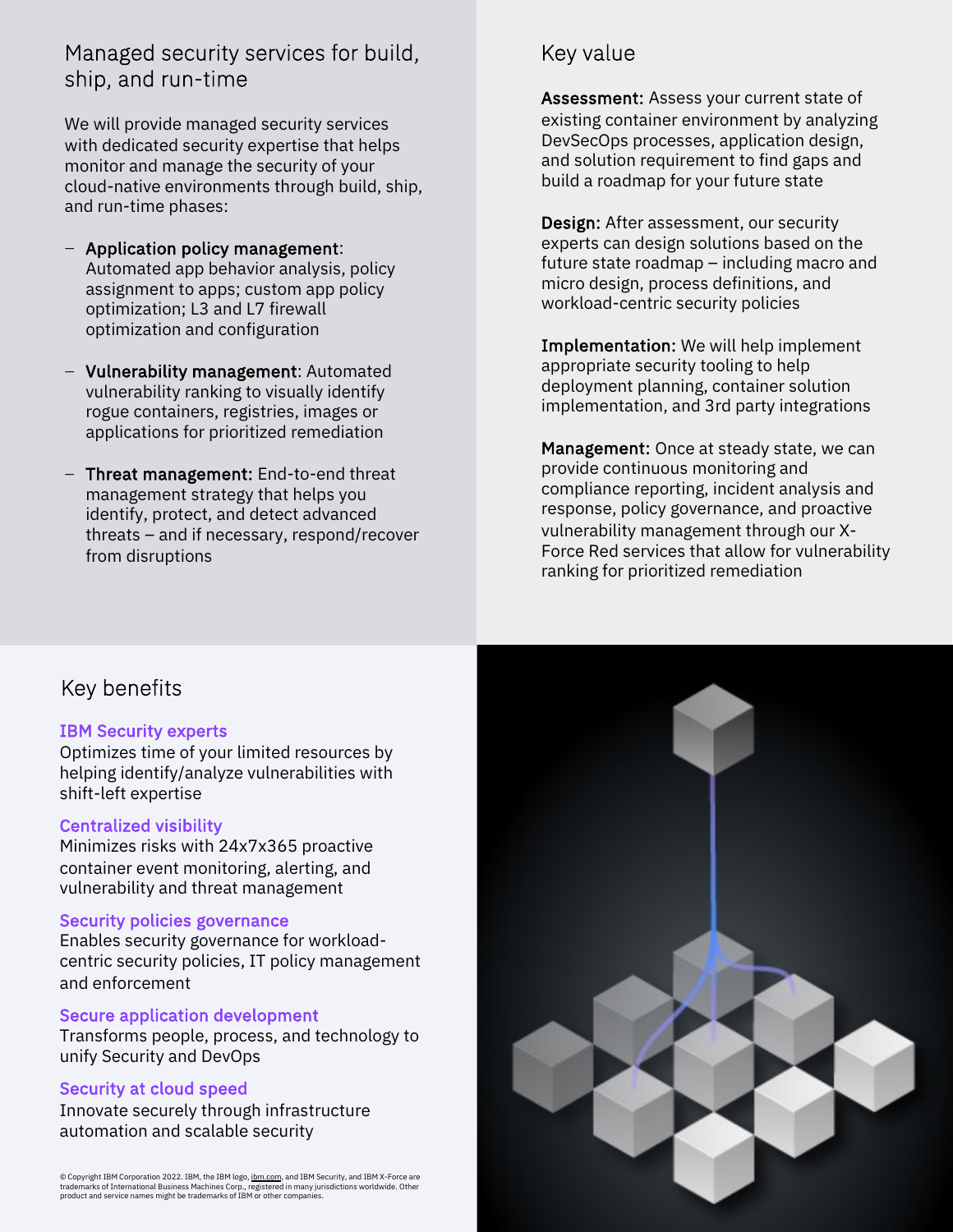## Managed security services for build, ship, and run-time

We will provide managed security services with dedicated security expertise that helps monitor and manage the security of your cloud-native environments through build, ship, and run-time phases:

- **Application policy management**: Automated app behavior analysis, policy assignment to apps; custom app policy optimization; L3 and L7 firewall optimization and configuration
- **Vulnerability management**: Automated vulnerability ranking to visually identify rogue containers, registries, images or applications for prioritized remediation
- **Threat management**: End-to-end threat management strategy that helps you identify, protect, and detect advanced threats – and if necessary, respond/recover from disruptions

## Key value

**Assessment:** Assess your current state of existing container environment by analyzing DevSecOps processes, application design, and solution requirement to find gaps and build a roadmap for your future state

**Design:** After assessment, our security experts can design solutions based on the future state roadmap – including macro and micro design, process definitions, and workload-centric security policies

**Implementation:** We will help implement appropriate security tooling to help deployment planning, container solution implementation, and 3rd party integrations

**Management:** Once at steady state, we can provide continuous monitoring and compliance reporting, incident analysis and response, policy governance, and proactive vulnerability management through our X-Force Red services that allow for vulnerability ranking for prioritized remediation

## Key benefits

**IBM Security experts**
Optimizes time of your limited resources by helping identify/analyze vulnerabilities with shift-left expertise

**Centralized visibility**
Minimizes risks with 24x7x365 proactive container event monitoring, alerting, and vulnerability and threat management

**Security policies governance**
Enables security governance for workload-centric security policies, IT policy management and enforcement

**Secure application development**
Transforms people, process, and technology to unify Security and DevOps

**Security at cloud speed**
Innovate securely through infrastructure automation and scalable security

© Copyright IBM Corporation 2022. IBM, the IBM logo, ibm.com, and IBM Security, and IBM X-Force are trademarks of International Business Machines Corp., registered in many jurisdictions worldwide. Other product and service names might be trademarks of IBM or other companies.